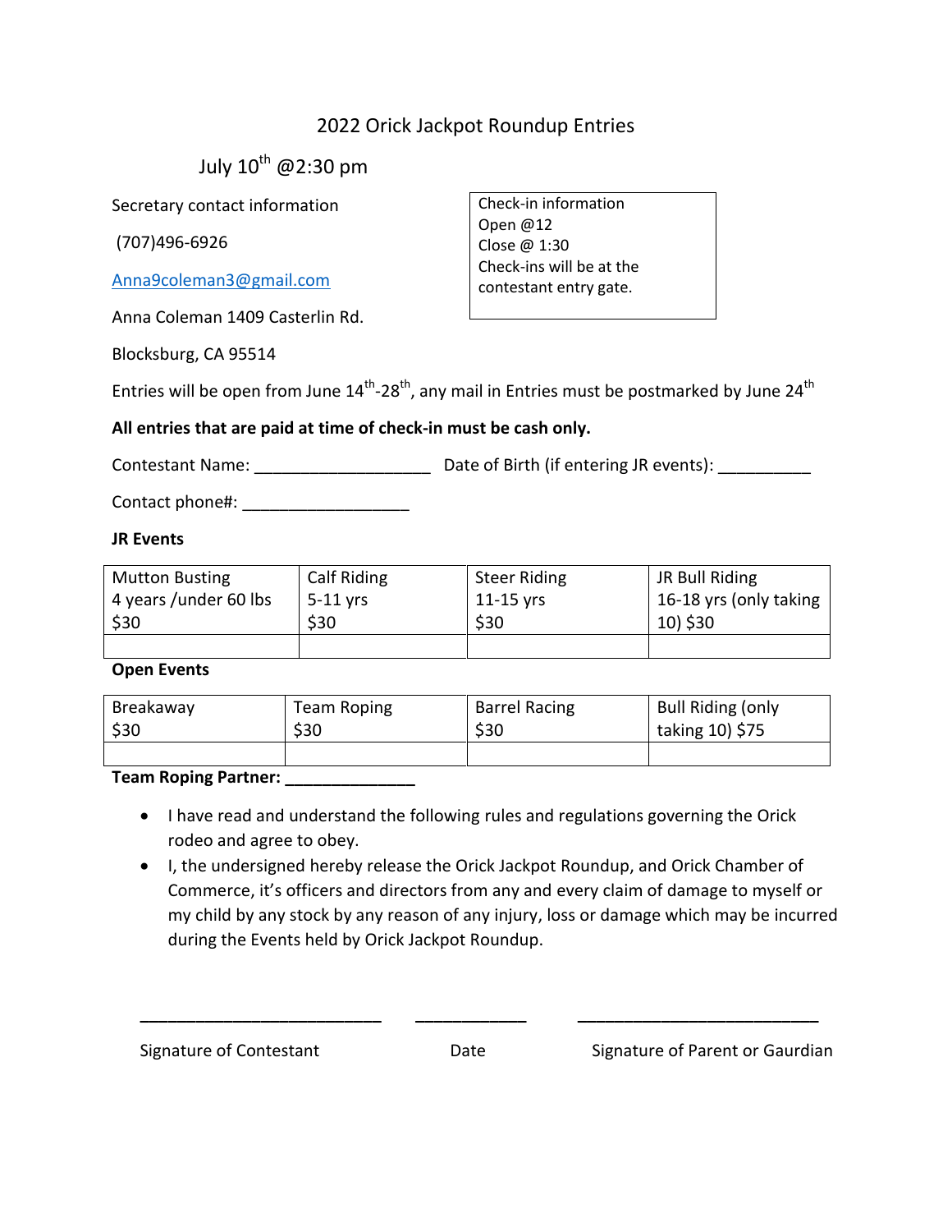# 2022 Orick Jackpot Roundup Entries

July 10th @2:30 pm

Secretary contact information

(707)496-6926

Anna9coleman3@gmail.com

Anna Coleman 1409 Casterlin Rd.

Blocksburg, CA 95514

> Check-in information
> Open @12
> Close @ 1:30
> Check-ins will be at the contestant entry gate.

Entries will be open from June 14th-28th, any mail in Entries must be postmarked by June 24th

**All entries that are paid at time of check-in must be cash only.**

Contestant Name: ___________________ Date of Birth (if entering JR events): __________

Contact phone#: __________________

**JR Events**

| Mutton Busting 4 years /under 60 lbs $30 | Calf Riding 5-11 yrs $30 | Steer Riding 11-15 yrs $30 | JR Bull Riding 16-18 yrs (only taking 10) $30 |
|---|---|---|---|
| | | | |

**Open Events**

| Breakaway $30 | Team Roping $30 | Barrel Racing $30 | Bull Riding (only taking 10) $75 |
|---|---|---|---|
| | | | |

**Team Roping Partner: ______________**

- I have read and understand the following rules and regulations governing the Orick rodeo and agree to obey.
- I, the undersigned hereby release the Orick Jackpot Roundup, and Orick Chamber of Commerce, it's officers and directors from any and every claim of damage to myself or my child by any stock by any reason of any injury, loss or damage which may be incurred during the Events held by Orick Jackpot Roundup.

__________________________ ____________ __________________________

Signature of Contestant Date Signature of Parent or Gaurdian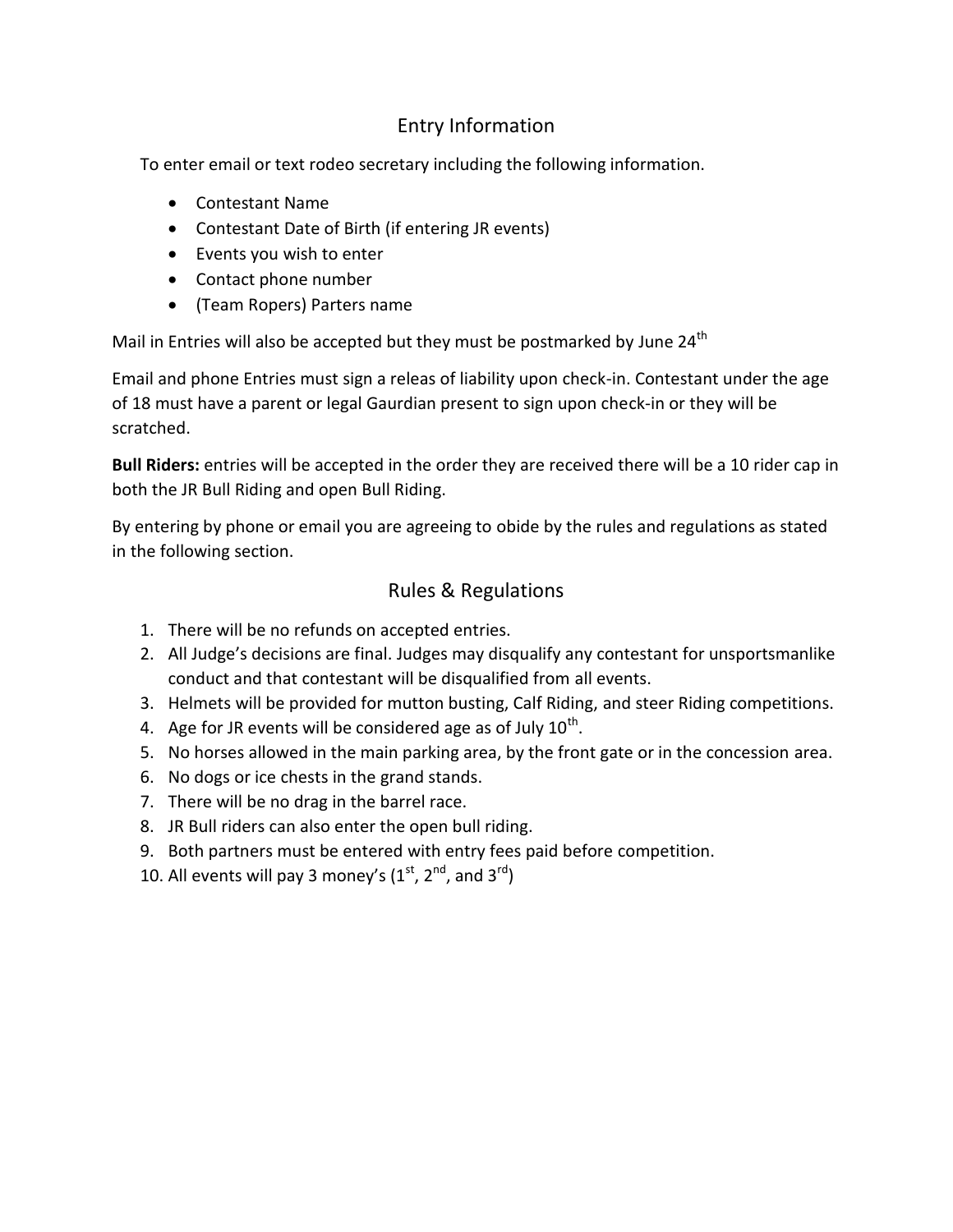## Entry Information

To enter email or text rodeo secretary including the following information.

- Contestant Name
- Contestant Date of Birth (if entering JR events)
- Events you wish to enter
- Contact phone number
- (Team Ropers) Parters name

Mail in Entries will also be accepted but they must be postmarked by June 24th

Email and phone Entries must sign a releas of liability upon check-in. Contestant under the age of 18 must have a parent or legal Gaurdian present to sign upon check-in or they will be scratched.

**Bull Riders:** entries will be accepted in the order they are received there will be a 10 rider cap in both the JR Bull Riding and open Bull Riding.

By entering by phone or email you are agreeing to obide by the rules and regulations as stated in the following section.

## Rules & Regulations

1. There will be no refunds on accepted entries.
2. All Judge's decisions are final. Judges may disqualify any contestant for unsportsmanlike conduct and that contestant will be disqualified from all events.
3. Helmets will be provided for mutton busting, Calf Riding, and steer Riding competitions.
4. Age for JR events will be considered age as of July 10th.
5. No horses allowed in the main parking area, by the front gate or in the concession area.
6. No dogs or ice chests in the grand stands.
7. There will be no drag in the barrel race.
8. JR Bull riders can also enter the open bull riding.
9. Both partners must be entered with entry fees paid before competition.
10. All events will pay 3 money's (1st, 2nd, and 3rd)